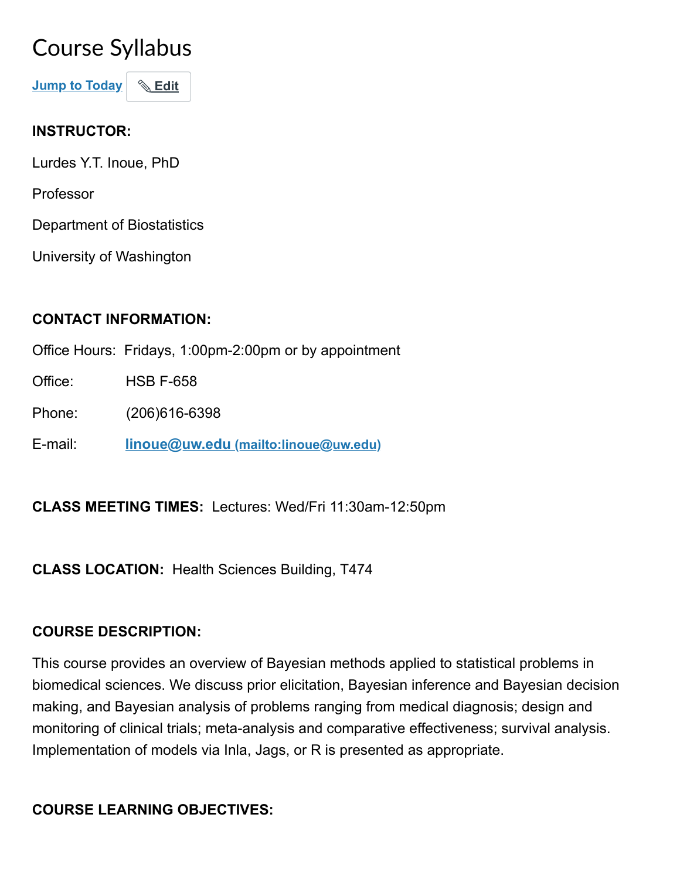# Course Syllabus

Jump to Today Edit

**INSTRUCTOR:**

Lurdes Y.T. Inoue, PhD

Professor

Department of Biostatistics

University of Washington

**CONTACT INFORMATION:**

Office Hours: Fridays, 1:00pm-2:00pm or by appointment

Office: HSB F-658

Phone: (206)616-6398

E-mail: linoue@uw.edu (mailto:linoue@uw.edu)

**CLASS MEETING TIMES:** Lectures: Wed/Fri 11:30am-12:50pm

**CLASS LOCATION:** Health Sciences Building, T474

**COURSE DESCRIPTION:**

This course provides an overview of Bayesian methods applied to statistical problems in biomedical sciences. We discuss prior elicitation, Bayesian inference and Bayesian decision making, and Bayesian analysis of problems ranging from medical diagnosis; design and monitoring of clinical trials; meta-analysis and comparative effectiveness; survival analysis. Implementation of models via Inla, Jags, or R is presented as appropriate.

**COURSE LEARNING OBJECTIVES:**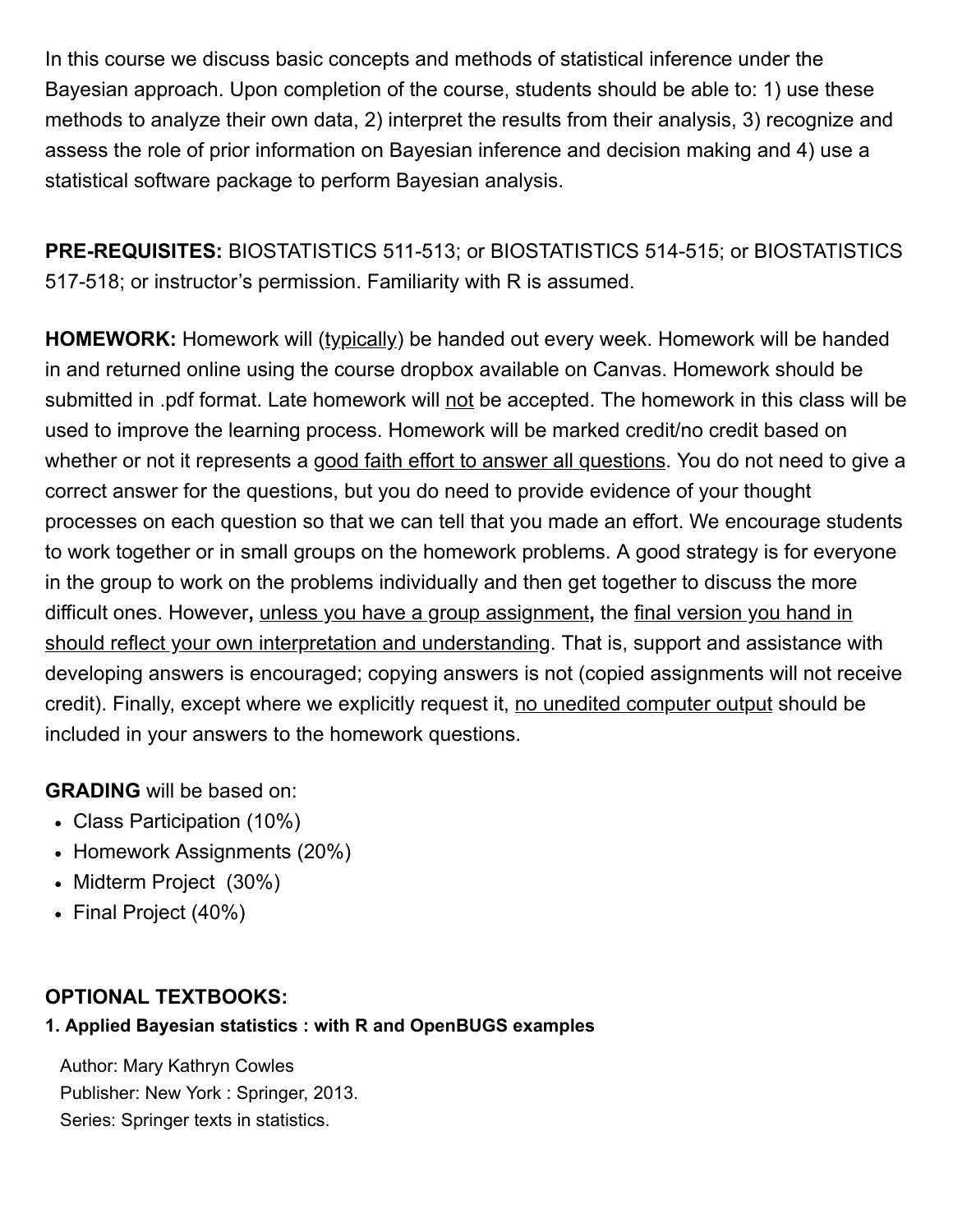In this course we discuss basic concepts and methods of statistical inference under the Bayesian approach. Upon completion of the course, students should be able to: 1) use these methods to analyze their own data, 2) interpret the results from their analysis, 3) recognize and assess the role of prior information on Bayesian inference and decision making and 4) use a statistical software package to perform Bayesian analysis.

**PRE-REQUISITES:** BIOSTATISTICS 511-513; or BIOSTATISTICS 514-515; or BIOSTATISTICS 517-518; or instructor's permission. Familiarity with R is assumed.

**HOMEWORK:** Homework will (typically) be handed out every week. Homework will be handed in and returned online using the course dropbox available on Canvas. Homework should be submitted in .pdf format. Late homework will not be accepted. The homework in this class will be used to improve the learning process. Homework will be marked credit/no credit based on whether or not it represents a good faith effort to answer all questions. You do not need to give a correct answer for the questions, but you do need to provide evidence of your thought processes on each question so that we can tell that you made an effort. We encourage students to work together or in small groups on the homework problems. A good strategy is for everyone in the group to work on the problems individually and then get together to discuss the more difficult ones. However**,** unless you have a group assignment**,** the final version you hand in should reflect your own interpretation and understanding. That is, support and assistance with developing answers is encouraged; copying answers is not (copied assignments will not receive credit). Finally, except where we explicitly request it, no unedited computer output should be included in your answers to the homework questions.

**GRADING** will be based on:

- Class Participation (10%)
- Homework Assignments (20%)
- Midterm Project (30%)
- Final Project (40%)

**OPTIONAL TEXTBOOKS:**

**1. Applied Bayesian statistics : with R and OpenBUGS examples**

Author: Mary Kathryn Cowles
Publisher: New York : Springer, 2013.
Series: Springer texts in statistics.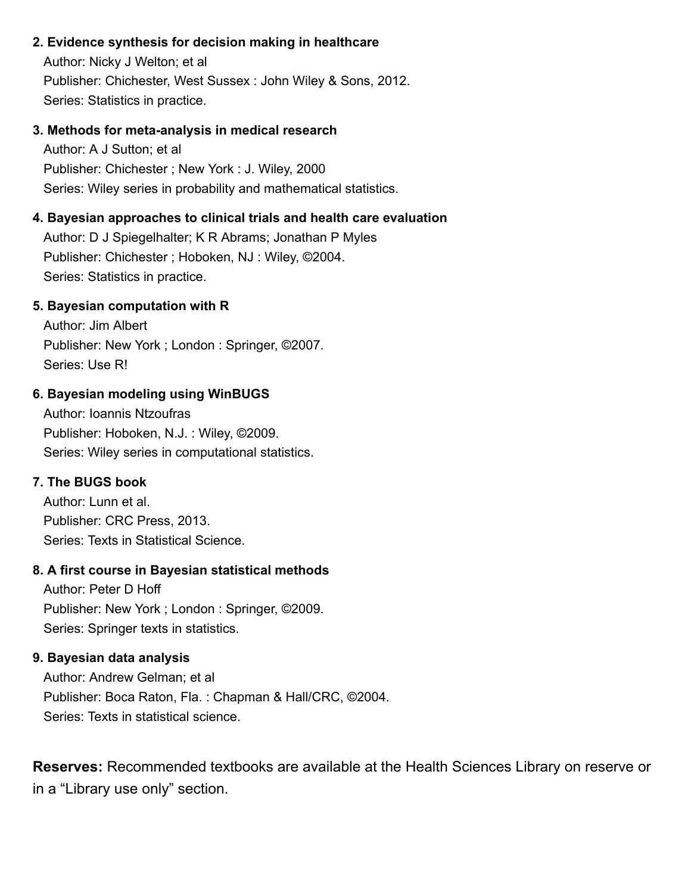2. **Evidence synthesis for decision making in healthcare**
   Author: Nicky J Welton; et al
   Publisher: Chichester, West Sussex : John Wiley & Sons, 2012.
   Series: Statistics in practice.

3. **Methods for meta-analysis in medical research**
   Author: A J Sutton; et al
   Publisher: Chichester ; New York : J. Wiley, 2000
   Series: Wiley series in probability and mathematical statistics.

4. **Bayesian approaches to clinical trials and health care evaluation**
   Author: D J Spiegelhalter; K R Abrams; Jonathan P Myles
   Publisher: Chichester ; Hoboken, NJ : Wiley, ©2004.
   Series: Statistics in practice.

5. **Bayesian computation with R**
   Author: Jim Albert
   Publisher: New York ; London : Springer, ©2007.
   Series: Use R!

6. **Bayesian modeling using WinBUGS**
   Author: Ioannis Ntzoufras
   Publisher: Hoboken, N.J. : Wiley, ©2009.
   Series: Wiley series in computational statistics.

7. **The BUGS book**
   Author: Lunn et al.
   Publisher: CRC Press, 2013.
   Series: Texts in Statistical Science.

8. **A first course in Bayesian statistical methods**
   Author: Peter D Hoff
   Publisher: New York ; London : Springer, ©2009.
   Series: Springer texts in statistics.

9. **Bayesian data analysis**
   Author: Andrew Gelman; et al
   Publisher: Boca Raton, Fla. : Chapman & Hall/CRC, ©2004.
   Series: Texts in statistical science.

**Reserves:** Recommended textbooks are available at the Health Sciences Library on reserve or in a “Library use only” section.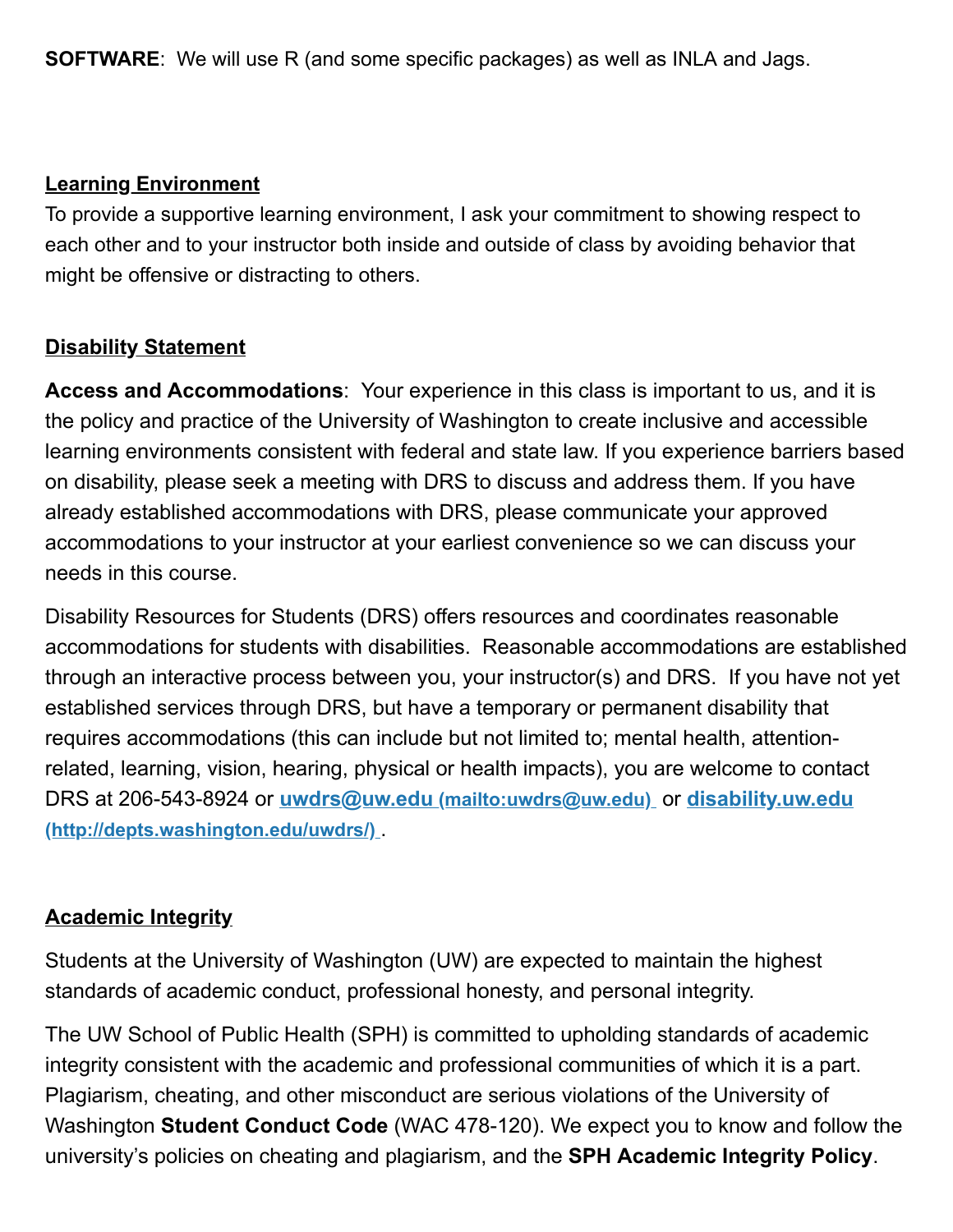**SOFTWARE**: We will use R (and some specific packages) as well as INLA and Jags.

## Learning Environment

To provide a supportive learning environment, I ask your commitment to showing respect to each other and to your instructor both inside and outside of class by avoiding behavior that might be offensive or distracting to others.

## Disability Statement

**Access and Accommodations**: Your experience in this class is important to us, and it is the policy and practice of the University of Washington to create inclusive and accessible learning environments consistent with federal and state law. If you experience barriers based on disability, please seek a meeting with DRS to discuss and address them. If you have already established accommodations with DRS, please communicate your approved accommodations to your instructor at your earliest convenience so we can discuss your needs in this course.

Disability Resources for Students (DRS) offers resources and coordinates reasonable accommodations for students with disabilities. Reasonable accommodations are established through an interactive process between you, your instructor(s) and DRS. If you have not yet established services through DRS, but have a temporary or permanent disability that requires accommodations (this can include but not limited to; mental health, attention-related, learning, vision, hearing, physical or health impacts), you are welcome to contact DRS at 206-543-8924 or [uwdrs@uw.edu (mailto:uwdrs@uw.edu)](mailto:uwdrs@uw.edu) or [disability.uw.edu (http://depts.washington.edu/uwdrs/)](http://depts.washington.edu/uwdrs/).

## Academic Integrity

Students at the University of Washington (UW) are expected to maintain the highest standards of academic conduct, professional honesty, and personal integrity.

The UW School of Public Health (SPH) is committed to upholding standards of academic integrity consistent with the academic and professional communities of which it is a part. Plagiarism, cheating, and other misconduct are serious violations of the University of Washington **Student Conduct Code** (WAC 478-120). We expect you to know and follow the university's policies on cheating and plagiarism, and the **SPH Academic Integrity Policy**.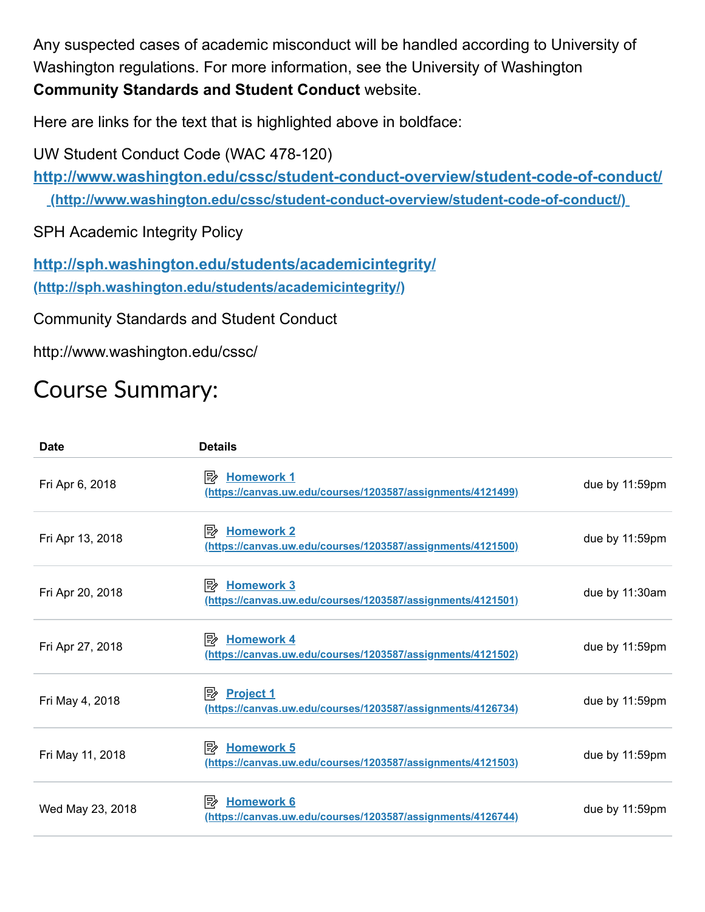Any suspected cases of academic misconduct will be handled according to University of Washington regulations. For more information, see the University of Washington **Community Standards and Student Conduct** website.

Here are links for the text that is highlighted above in boldface:

UW Student Conduct Code (WAC 478-120)

**http://www.washington.edu/cssc/student-conduct-overview/student-code-of-conduct/ (http://www.washington.edu/cssc/student-conduct-overview/student-code-of-conduct/)**

SPH Academic Integrity Policy

**http://sph.washington.edu/students/academicintegrity/ (http://sph.washington.edu/students/academicintegrity/)**

Community Standards and Student Conduct

http://www.washington.edu/cssc/

# Course Summary:

| Date | Details | |
|---|---|---|
| Fri Apr 6, 2018 | Homework 1 (https://canvas.uw.edu/courses/1203587/assignments/4121499) | due by 11:59pm |
| Fri Apr 13, 2018 | Homework 2 (https://canvas.uw.edu/courses/1203587/assignments/4121500) | due by 11:59pm |
| Fri Apr 20, 2018 | Homework 3 (https://canvas.uw.edu/courses/1203587/assignments/4121501) | due by 11:30am |
| Fri Apr 27, 2018 | Homework 4 (https://canvas.uw.edu/courses/1203587/assignments/4121502) | due by 11:59pm |
| Fri May 4, 2018 | Project 1 (https://canvas.uw.edu/courses/1203587/assignments/4126734) | due by 11:59pm |
| Fri May 11, 2018 | Homework 5 (https://canvas.uw.edu/courses/1203587/assignments/4121503) | due by 11:59pm |
| Wed May 23, 2018 | Homework 6 (https://canvas.uw.edu/courses/1203587/assignments/4126744) | due by 11:59pm |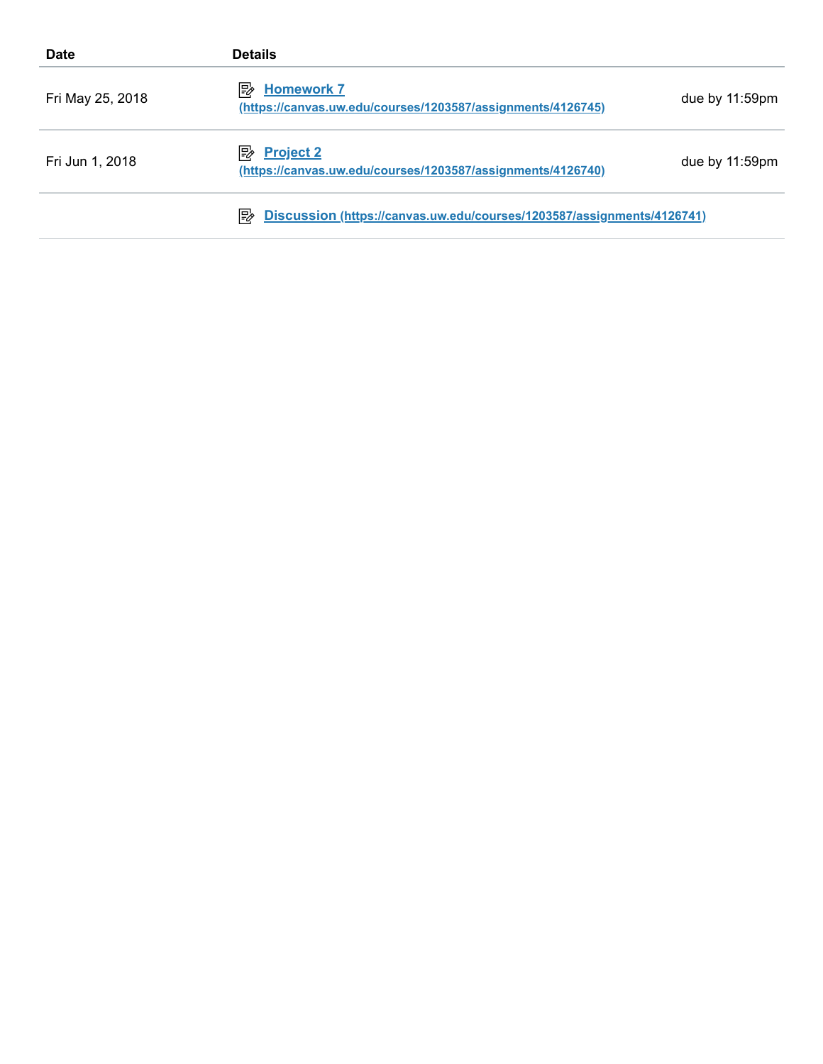| Date | Details | |
|---|---|---|
| Fri May 25, 2018 | [Homework 7](https://canvas.uw.edu/courses/1203587/assignments/4126745) (https://canvas.uw.edu/courses/1203587/assignments/4126745) | due by 11:59pm |
| Fri Jun 1, 2018 | [Project 2](https://canvas.uw.edu/courses/1203587/assignments/4126740) (https://canvas.uw.edu/courses/1203587/assignments/4126740) | due by 11:59pm |
| | [Discussion](https://canvas.uw.edu/courses/1203587/assignments/4126741) (https://canvas.uw.edu/courses/1203587/assignments/4126741) | |